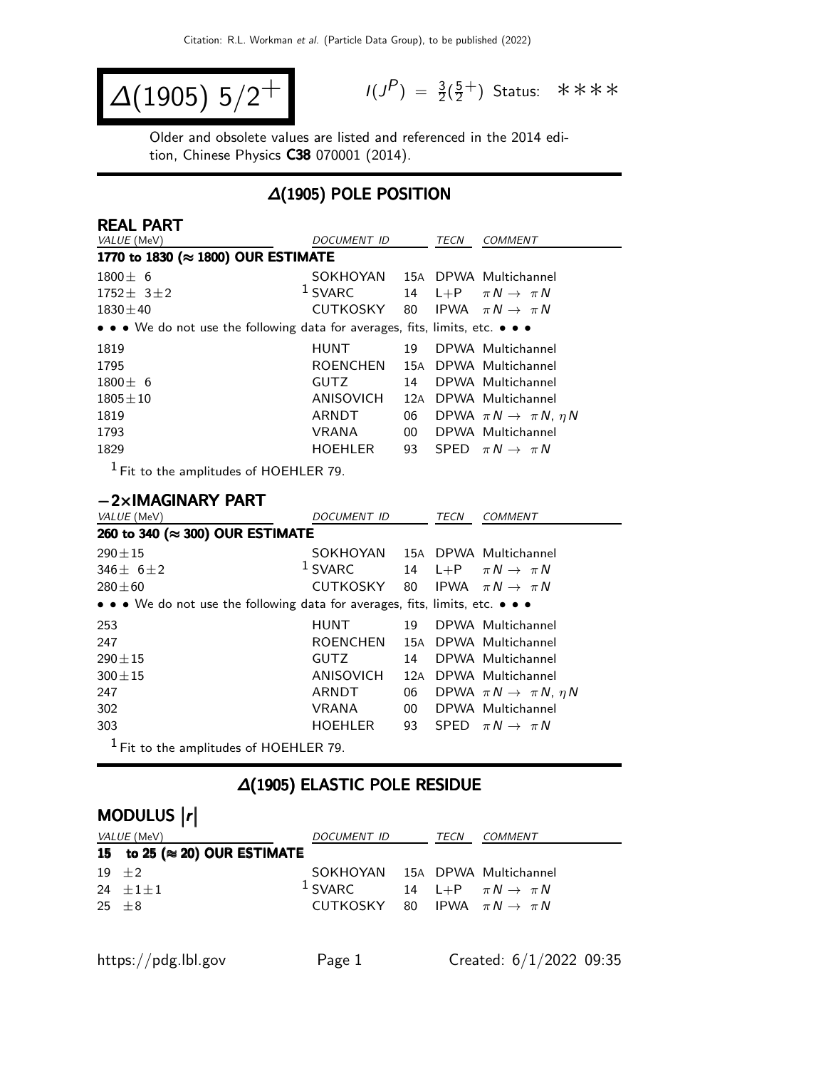# $\Delta(1905)$ $5/2^+$

$I(J^P) = \frac{3}{2}(\frac{5}{2}^+)$ Status: ∗∗∗∗

Older and obsolete values are listed and referenced in the 2014 edition, Chinese Physics **C38** 070001 (2014).

## $\Delta(1905)$ POLE POSITION

### REAL PART

| VALUE (MeV) | DOCUMENT ID | | TECN | COMMENT |
|---|---|---|---|---|
| **1770 to 1830 (≈ 1800) OUR ESTIMATE** | | | | |
| 1800 ± 6 | SOKHOYAN | 15A | DPWA | Multichannel |
| 1752 ± 3 ± 2 | [1] SVARC | 14 | L+P | $\pi N \to \pi N$ |
| 1830 ± 40 | CUTKOSKY | 80 | IPWA | $\pi N \to \pi N$ |
| • • • We do not use the following data for averages, fits, limits, etc. • • • | | | | |
| 1819 | HUNT | 19 | DPWA | Multichannel |
| 1795 | ROENCHEN | 15A | DPWA | Multichannel |
| 1800 ± 6 | GUTZ | 14 | DPWA | Multichannel |
| 1805 ± 10 | ANISOVICH | 12A | DPWA | Multichannel |
| 1819 | ARNDT | 06 | DPWA | $\pi N \to \pi N$, $\eta N$ |
| 1793 | VRANA | 00 | DPWA | Multichannel |
| 1829 | HOEHLER | 93 | SPED | $\pi N \to \pi N$ |

[1] Fit to the amplitudes of HOEHLER 79.

### −2×IMAGINARY PART

| VALUE (MeV) | DOCUMENT ID | | TECN | COMMENT |
|---|---|---|---|---|
| **260 to 340 (≈ 300) OUR ESTIMATE** | | | | |
| 290 ± 15 | SOKHOYAN | 15A | DPWA | Multichannel |
| 346 ± 6 ± 2 | [1] SVARC | 14 | L+P | $\pi N \to \pi N$ |
| 280 ± 60 | CUTKOSKY | 80 | IPWA | $\pi N \to \pi N$ |
| • • • We do not use the following data for averages, fits, limits, etc. • • • | | | | |
| 253 | HUNT | 19 | DPWA | Multichannel |
| 247 | ROENCHEN | 15A | DPWA | Multichannel |
| 290 ± 15 | GUTZ | 14 | DPWA | Multichannel |
| 300 ± 15 | ANISOVICH | 12A | DPWA | Multichannel |
| 247 | ARNDT | 06 | DPWA | $\pi N \to \pi N$, $\eta N$ |
| 302 | VRANA | 00 | DPWA | Multichannel |
| 303 | HOEHLER | 93 | SPED | $\pi N \to \pi N$ |

[1] Fit to the amplitudes of HOEHLER 79.

## $\Delta(1905)$ ELASTIC POLE RESIDUE

### MODULUS $|r|$

| VALUE (MeV) | DOCUMENT ID | | TECN | COMMENT |
|---|---|---|---|---|
| **15 to 25 (≈ 20) OUR ESTIMATE** | | | | |
| 19 ± 2 | SOKHOYAN | 15A | DPWA | Multichannel |
| 24 ± 1 ± 1 | [1] SVARC | 14 | L+P | $\pi N \to \pi N$ |
| 25 ± 8 | CUTKOSKY | 80 | IPWA | $\pi N \to \pi N$ |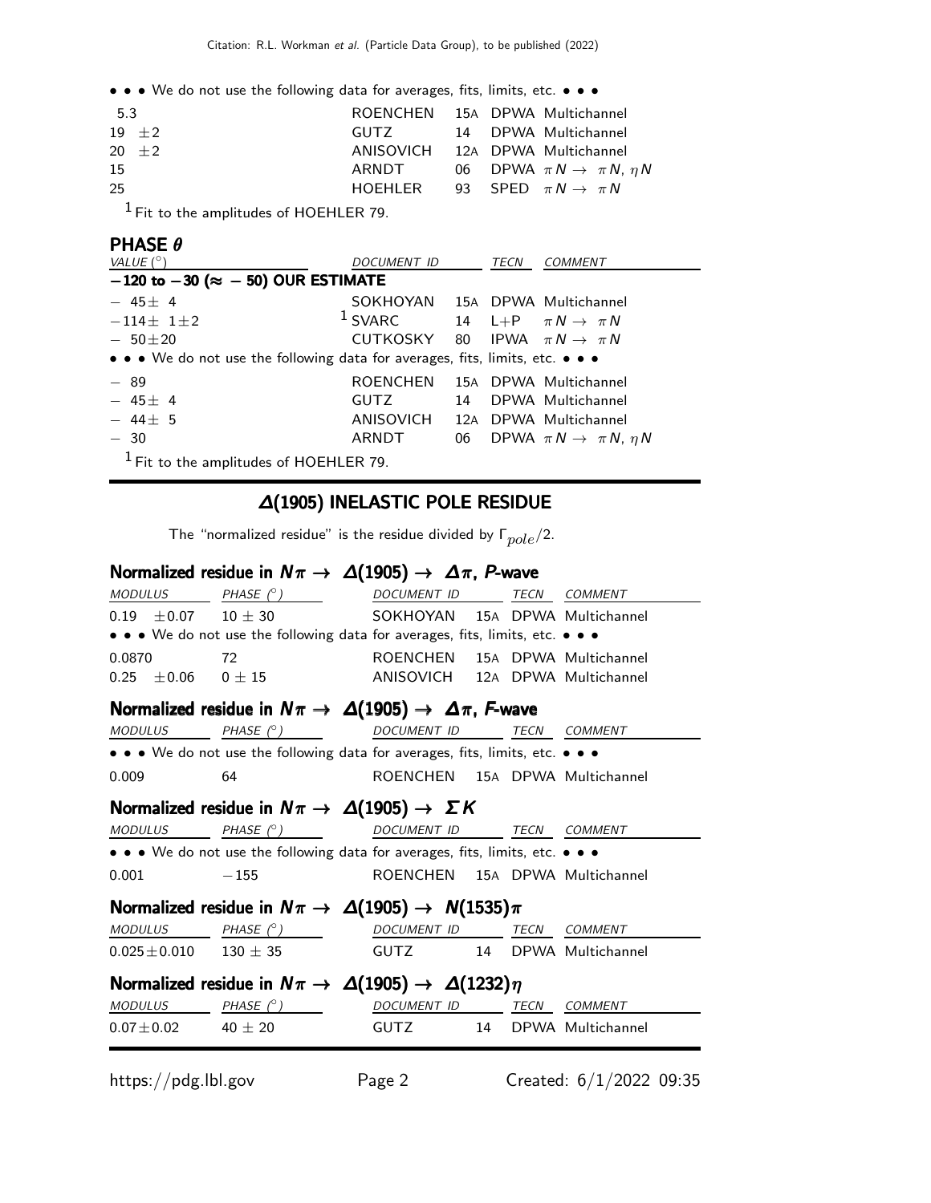• • • We do not use the following data for averages, fits, limits, etc. • • •

| | | | |
|---|---|---|---|
| 5.3 | ROENCHEN | 15A | DPWA Multichannel |
| 19 ±2 | GUTZ | 14 | DPWA Multichannel |
| 20 ±2 | ANISOVICH | 12A | DPWA Multichannel |
| 15 | ARNDT | 06 | DPWA $\pi N \to \pi N$, $\eta N$ |
| 25 | HOEHLER | 93 | SPED $\pi N \to \pi N$ |

[1] Fit to the amplitudes of HOEHLER 79.

## PHASE $\theta$

| VALUE (°) | DOCUMENT ID | | TECN | COMMENT |
|---|---|---|---|---|
| **−120 to −30 (≈ − 50) OUR ESTIMATE** | | | | |
| − 45± 4 | SOKHOYAN | 15A | DPWA | Multichannel |
| −114± 1±2 | [1] SVARC | 14 | L+P | $\pi N \to \pi N$ |
| − 50±20 | CUTKOSKY | 80 | IPWA | $\pi N \to \pi N$ |
| • • • We do not use the following data for averages, fits, limits, etc. • • • | | | | |
| − 89 | ROENCHEN | 15A | DPWA | Multichannel |
| − 45± 4 | GUTZ | 14 | DPWA | Multichannel |
| − 44± 5 | ANISOVICH | 12A | DPWA | Multichannel |
| − 30 | ARNDT | 06 | DPWA | $\pi N \to \pi N$, $\eta N$ |

[1] Fit to the amplitudes of HOEHLER 79.

## Δ(1905) INELASTIC POLE RESIDUE

The "normalized residue" is the residue divided by $\Gamma_{pole}/2$.

### Normalized residue in $N\pi \to \Delta(1905) \to \Delta\pi$, P-wave

| MODULUS | PHASE (°) | DOCUMENT ID | | TECN | COMMENT |
|---|---|---|---|---|---|
| 0.19 ±0.07 | 10 ± 30 | SOKHOYAN | 15A | DPWA | Multichannel |
| • • • We do not use the following data for averages, fits, limits, etc. • • • | | | | | |
| 0.0870 | 72 | ROENCHEN | 15A | DPWA | Multichannel |
| 0.25 ±0.06 | 0 ± 15 | ANISOVICH | 12A | DPWA | Multichannel |

### Normalized residue in $N\pi \to \Delta(1905) \to \Delta\pi$, F-wave

| MODULUS | PHASE (°) | DOCUMENT ID | | TECN | COMMENT |
|---|---|---|---|---|---|
| • • • We do not use the following data for averages, fits, limits, etc. • • • | | | | | |
| 0.009 | 64 | ROENCHEN | 15A | DPWA | Multichannel |

### Normalized residue in $N\pi \to \Delta(1905) \to \Sigma K$

| MODULUS | PHASE (°) | DOCUMENT ID | | TECN | COMMENT |
|---|---|---|---|---|---|
| • • • We do not use the following data for averages, fits, limits, etc. • • • | | | | | |
| 0.001 | −155 | ROENCHEN | 15A | DPWA | Multichannel |

### Normalized residue in $N\pi \to \Delta(1905) \to N(1535)\pi$

| MODULUS | PHASE (°) | DOCUMENT ID | | TECN | COMMENT |
|---|---|---|---|---|---|
| 0.025±0.010 | 130 ± 35 | GUTZ | 14 | DPWA | Multichannel |

### Normalized residue in $N\pi \to \Delta(1905) \to \Delta(1232)\eta$

| MODULUS | PHASE (°) | DOCUMENT ID | | TECN | COMMENT |
|---|---|---|---|---|---|
| 0.07±0.02 | 40 ± 20 | GUTZ | 14 | DPWA | Multichannel |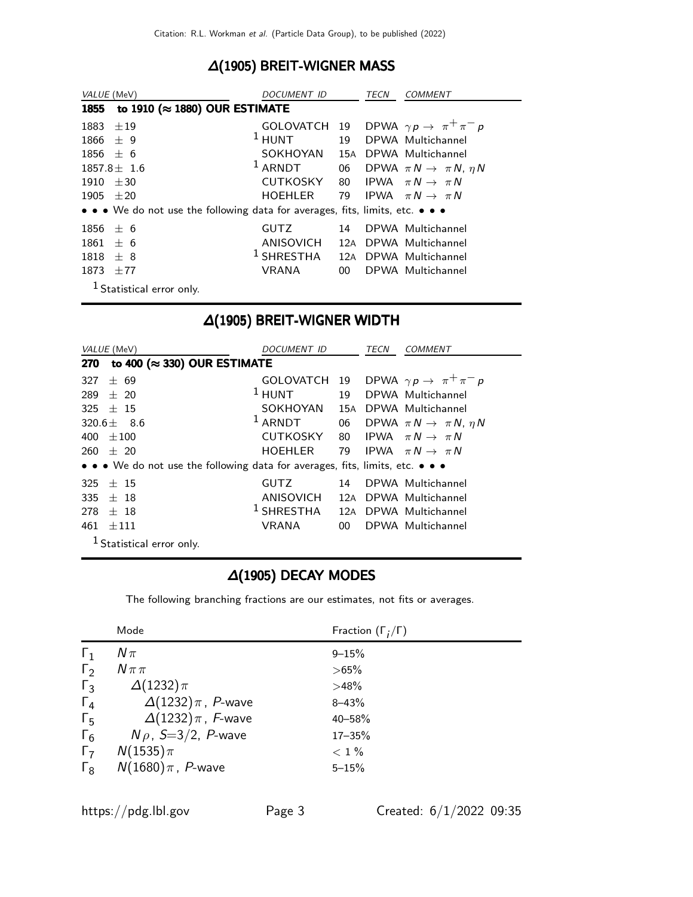## Δ(1905) BREIT-WIGNER MASS

| VALUE (MeV) | DOCUMENT ID | | TECN | COMMENT |
|---|---|---|---|---|
| **1855 to 1910 (≈ 1880) OUR ESTIMATE** | | | | |
| 1883 ±19 | GOLOVATCH | 19 | DPWA | $\gamma p \to \pi^+ \pi^- p$ |
| 1866 ± 9 | [1] HUNT | 19 | DPWA | Multichannel |
| 1856 ± 6 | SOKHOYAN | 15A | DPWA | Multichannel |
| 1857.8± 1.6 | [1] ARNDT | 06 | DPWA | $\pi N \to \pi N$, $\eta N$ |
| 1910 ±30 | CUTKOSKY | 80 | IPWA | $\pi N \to \pi N$ |
| 1905 ±20 | HOEHLER | 79 | IPWA | $\pi N \to \pi N$ |
| • • • We do not use the following data for averages, fits, limits, etc. • • • | | | | |
| 1856 ± 6 | GUTZ | 14 | DPWA | Multichannel |
| 1861 ± 6 | ANISOVICH | 12A | DPWA | Multichannel |
| 1818 ± 8 | [1] SHRESTHA | 12A | DPWA | Multichannel |
| 1873 ±77 | VRANA | 00 | DPWA | Multichannel |

[1] Statistical error only.

## Δ(1905) BREIT-WIGNER WIDTH

| VALUE (MeV) | DOCUMENT ID | | TECN | COMMENT |
|---|---|---|---|---|
| **270 to 400 (≈ 330) OUR ESTIMATE** | | | | |
| 327 ± 69 | GOLOVATCH | 19 | DPWA | $\gamma p \to \pi^+ \pi^- p$ |
| 289 ± 20 | [1] HUNT | 19 | DPWA | Multichannel |
| 325 ± 15 | SOKHOYAN | 15A | DPWA | Multichannel |
| 320.6± 8.6 | [1] ARNDT | 06 | DPWA | $\pi N \to \pi N$, $\eta N$ |
| 400 ±100 | CUTKOSKY | 80 | IPWA | $\pi N \to \pi N$ |
| 260 ± 20 | HOEHLER | 79 | IPWA | $\pi N \to \pi N$ |
| • • • We do not use the following data for averages, fits, limits, etc. • • • | | | | |
| 325 ± 15 | GUTZ | 14 | DPWA | Multichannel |
| 335 ± 18 | ANISOVICH | 12A | DPWA | Multichannel |
| 278 ± 18 | [1] SHRESTHA | 12A | DPWA | Multichannel |
| 461 ±111 | VRANA | 00 | DPWA | Multichannel |

[1] Statistical error only.

## Δ(1905) DECAY MODES

The following branching fractions are our estimates, not fits or averages.

| | Mode | Fraction ($\Gamma_i/\Gamma$) |
|---|---|---|
| $\Gamma_1$ | $N\pi$ | 9–15% |
| $\Gamma_2$ | $N\pi\pi$ | >65% |
| $\Gamma_3$ | $\Delta(1232)\pi$ | >48% |
| $\Gamma_4$ | $\Delta(1232)\pi$, $P$-wave | 8–43% |
| $\Gamma_5$ | $\Delta(1232)\pi$, $F$-wave | 40–58% |
| $\Gamma_6$ | $N\rho$, $S$=3/2, $P$-wave | 17–35% |
| $\Gamma_7$ | $N(1535)\pi$ | < 1 % |
| $\Gamma_8$ | $N(1680)\pi$, $P$-wave | 5–15% |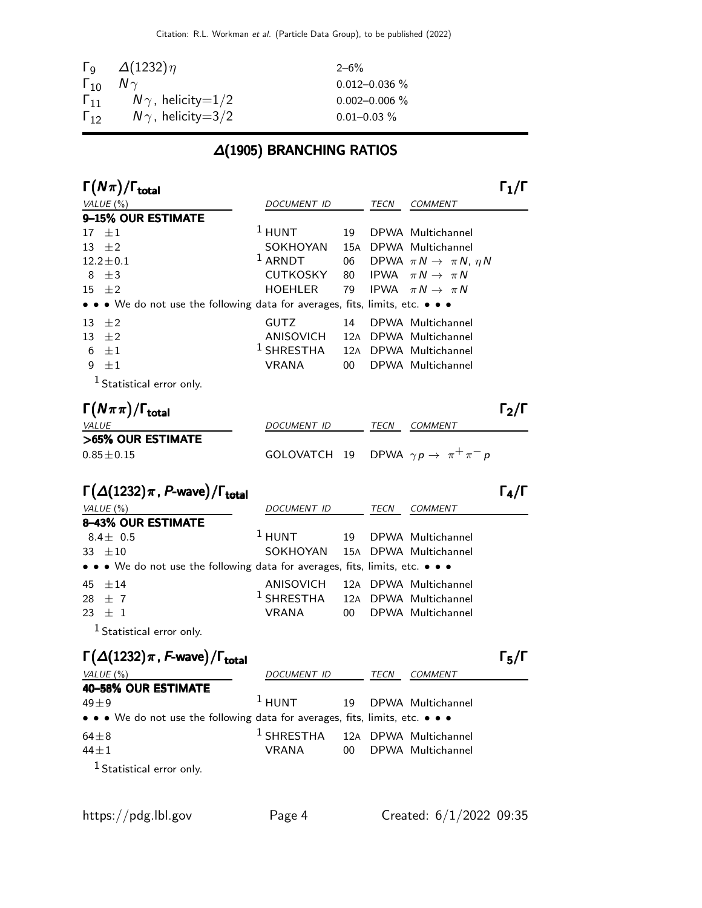| | | |
|---|---|---|
| $\Gamma_9$ | $\Delta(1232)\eta$ | 2–6% |
| $\Gamma_{10}$ | $N\gamma$ | 0.012–0.036 % |
| $\Gamma_{11}$ | $N\gamma$, helicity=1/2 | 0.002–0.006 % |
| $\Gamma_{12}$ | $N\gamma$, helicity=3/2 | 0.01–0.03 % |

## Δ(1905) BRANCHING RATIOS

### $\Gamma(N\pi)/\Gamma_{\text{total}}$ — $\Gamma_1/\Gamma$

| VALUE (%) | DOCUMENT ID | | TECN | COMMENT |
|---|---|---|---|---|
| **9–15% OUR ESTIMATE** | | | | |
| 17 ±1 | [1] HUNT | 19 | DPWA | Multichannel |
| 13 ±2 | SOKHOYAN | 15A | DPWA | Multichannel |
| 12.2±0.1 | [1] ARNDT | 06 | DPWA | $\pi N \to \pi N$, $\eta N$ |
| 8 ±3 | CUTKOSKY | 80 | IPWA | $\pi N \to \pi N$ |
| 15 ±2 | HOEHLER | 79 | IPWA | $\pi N \to \pi N$ |
| • • • We do not use the following data for averages, fits, limits, etc. • • • | | | | |
| 13 ±2 | GUTZ | 14 | DPWA | Multichannel |
| 13 ±2 | ANISOVICH | 12A | DPWA | Multichannel |
| 6 ±1 | [1] SHRESTHA | 12A | DPWA | Multichannel |
| 9 ±1 | VRANA | 00 | DPWA | Multichannel |

[1] Statistical error only.

### $\Gamma(N\pi\pi)/\Gamma_{\text{total}}$ — $\Gamma_2/\Gamma$

| VALUE | DOCUMENT ID | | TECN | COMMENT |
|---|---|---|---|---|
| **>65% OUR ESTIMATE** | | | | |
| 0.85±0.15 | GOLOVATCH | 19 | DPWA | $\gamma p \to \pi^+\pi^- p$ |

### $\Gamma(\Delta(1232)\pi$, *P*-wave$)/\Gamma_{\text{total}}$ — $\Gamma_4/\Gamma$

| VALUE (%) | DOCUMENT ID | | TECN | COMMENT |
|---|---|---|---|---|
| **8–43% OUR ESTIMATE** | | | | |
| 8.4± 0.5 | [1] HUNT | 19 | DPWA | Multichannel |
| 33 ±10 | SOKHOYAN | 15A | DPWA | Multichannel |
| • • • We do not use the following data for averages, fits, limits, etc. • • • | | | | |
| 45 ±14 | ANISOVICH | 12A | DPWA | Multichannel |
| 28 ± 7 | [1] SHRESTHA | 12A | DPWA | Multichannel |
| 23 ± 1 | VRANA | 00 | DPWA | Multichannel |

[1] Statistical error only.

### $\Gamma(\Delta(1232)\pi$, *F*-wave$)/\Gamma_{\text{total}}$ — $\Gamma_5/\Gamma$

| VALUE (%) | DOCUMENT ID | | TECN | COMMENT |
|---|---|---|---|---|
| **40–58% OUR ESTIMATE** | | | | |
| 49±9 | [1] HUNT | 19 | DPWA | Multichannel |
| • • • We do not use the following data for averages, fits, limits, etc. • • • | | | | |
| 64±8 | [1] SHRESTHA | 12A | DPWA | Multichannel |
| 44±1 | VRANA | 00 | DPWA | Multichannel |

[1] Statistical error only.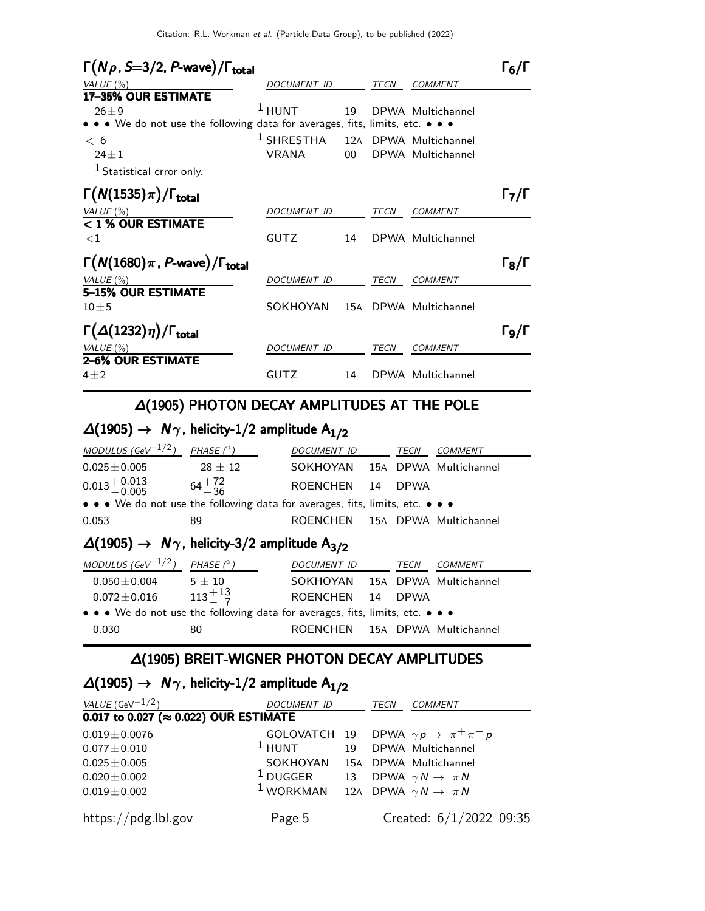### $\Gamma(N\rho, S{=}3/2, P\text{-wave})/\Gamma_{total}$ — $\Gamma_6/\Gamma$

| VALUE (%) | DOCUMENT ID | | TECN | COMMENT |
|---|---|---|---|---|
| **17–35% OUR ESTIMATE** | | | | |
| $26\pm9$ | [1] HUNT | 19 | DPWA | Multichannel |
| • • • We do not use the following data for averages, fits, limits, etc. • • • | | | | |
| $<6$ | [1] SHRESTHA | 12A | DPWA | Multichannel |
| $24\pm1$ | VRANA | 00 | DPWA | Multichannel |

[1] Statistical error only.

### $\Gamma(N(1535)\pi)/\Gamma_{total}$ — $\Gamma_7/\Gamma$

| VALUE (%) | DOCUMENT ID | | TECN | COMMENT |
|---|---|---|---|---|
| **< 1 % OUR ESTIMATE** | | | | |
| $<1$ | GUTZ | 14 | DPWA | Multichannel |

### $\Gamma(N(1680)\pi, P\text{-wave})/\Gamma_{total}$ — $\Gamma_8/\Gamma$

| VALUE (%) | DOCUMENT ID | | TECN | COMMENT |
|---|---|---|---|---|
| **5–15% OUR ESTIMATE** | | | | |
| $10\pm5$ | SOKHOYAN | 15A | DPWA | Multichannel |

### $\Gamma(\Delta(1232)\eta)/\Gamma_{total}$ — $\Gamma_9/\Gamma$

| VALUE (%) | DOCUMENT ID | | TECN | COMMENT |
|---|---|---|---|---|
| **2–6% OUR ESTIMATE** | | | | |
| $4\pm2$ | GUTZ | 14 | DPWA | Multichannel |

## $\Delta(1905)$ PHOTON DECAY AMPLITUDES AT THE POLE

### $\Delta(1905) \to N\gamma$, helicity-1/2 amplitude $A_{1/2}$

| MODULUS ($GeV^{-1/2}$) | PHASE (°) | DOCUMENT ID | | TECN | COMMENT |
|---|---|---|---|---|---|
| $0.025\pm0.005$ | $-28\pm12$ | SOKHOYAN | 15A | DPWA | Multichannel |
| $0.013^{+0.013}_{-0.005}$ | $64^{+72}_{-36}$ | ROENCHEN | 14 | DPWA | |
| • • • We do not use the following data for averages, fits, limits, etc. • • • | | | | | |
| $0.053$ | $89$ | ROENCHEN | 15A | DPWA | Multichannel |

### $\Delta(1905) \to N\gamma$, helicity-3/2 amplitude $A_{3/2}$

| MODULUS ($GeV^{-1/2}$) | PHASE (°) | DOCUMENT ID | | TECN | COMMENT |
|---|---|---|---|---|---|
| $-0.050\pm0.004$ | $5\pm10$ | SOKHOYAN | 15A | DPWA | Multichannel |
| $0.072\pm0.016$ | $113^{+13}_{-7}$ | ROENCHEN | 14 | DPWA | |
| • • • We do not use the following data for averages, fits, limits, etc. • • • | | | | | |
| $-0.030$ | $80$ | ROENCHEN | 15A | DPWA | Multichannel |

## $\Delta(1905)$ BREIT-WIGNER PHOTON DECAY AMPLITUDES

### $\Delta(1905) \to N\gamma$, helicity-1/2 amplitude $A_{1/2}$

| VALUE ($GeV^{-1/2}$) | DOCUMENT ID | | TECN | COMMENT |
|---|---|---|---|---|
| **0.017 to 0.027 (≈ 0.022) OUR ESTIMATE** | | | | |
| $0.019\pm0.0076$ | GOLOVATCH | 19 | DPWA | $\gamma p \to \pi^+\pi^- p$ |
| $0.077\pm0.010$ | [1] HUNT | 19 | DPWA | Multichannel |
| $0.025\pm0.005$ | SOKHOYAN | 15A | DPWA | Multichannel |
| $0.020\pm0.002$ | [1] DUGGER | 13 | DPWA | $\gamma N \to \pi N$ |
| $0.019\pm0.002$ | [1] WORKMAN | 12A | DPWA | $\gamma N \to \pi N$ |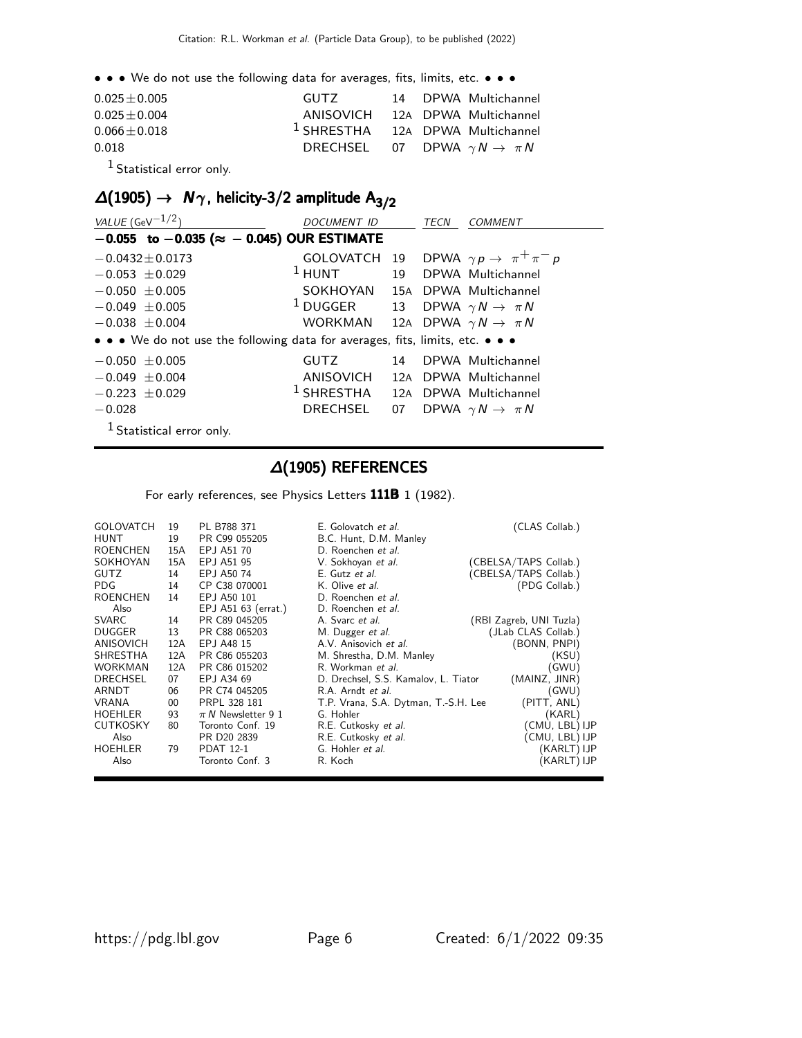• • • We do not use the following data for averages, fits, limits, etc. • • •

| | | | | |
|---|---|---|---|---|
| $0.025 \pm 0.005$ | GUTZ | 14 | DPWA | Multichannel |
| $0.025 \pm 0.004$ | ANISOVICH | 12A | DPWA | Multichannel |
| $0.066 \pm 0.018$ | [1] SHRESTHA | 12A | DPWA | Multichannel |
| 0.018 | DRECHSEL | 07 | DPWA | $\gamma N \to \pi N$ |

[1] Statistical error only.

## $\Delta(1905) \to N\gamma$, helicity-3/2 amplitude $A_{3/2}$

| VALUE ($\text{GeV}^{-1/2}$) | DOCUMENT ID | | TECN | COMMENT |
|---|---|---|---|---|
| **$-0.055$ to $-0.035$ ($\approx -0.045$) OUR ESTIMATE** | | | | |
| $-0.0432 \pm 0.0173$ | GOLOVATCH | 19 | DPWA | $\gamma p \to \pi^+ \pi^- p$ |
| $-0.053 \pm 0.029$ | [1] HUNT | 19 | DPWA | Multichannel |
| $-0.050 \pm 0.005$ | SOKHOYAN | 15A | DPWA | Multichannel |
| $-0.049 \pm 0.005$ | [1] DUGGER | 13 | DPWA | $\gamma N \to \pi N$ |
| $-0.038 \pm 0.004$ | WORKMAN | 12A | DPWA | $\gamma N \to \pi N$ |
| • • • We do not use the following data for averages, fits, limits, etc. • • • | | | | |
| $-0.050 \pm 0.005$ | GUTZ | 14 | DPWA | Multichannel |
| $-0.049 \pm 0.004$ | ANISOVICH | 12A | DPWA | Multichannel |
| $-0.223 \pm 0.029$ | [1] SHRESTHA | 12A | DPWA | Multichannel |
| $-0.028$ | DRECHSEL | 07 | DPWA | $\gamma N \to \pi N$ |

[1] Statistical error only.

## $\Delta(1905)$ REFERENCES

For early references, see Physics Letters **111B** 1 (1982).

| | | | | |
|---|---|---|---|---|
| GOLOVATCH | 19 | PL B788 371 | E. Golovatch *et al.* | (CLAS Collab.) |
| HUNT | 19 | PR C99 055205 | B.C. Hunt, D.M. Manley | |
| ROENCHEN | 15A | EPJ A51 70 | D. Roenchen *et al.* | |
| SOKHOYAN | 15A | EPJ A51 95 | V. Sokhoyan *et al.* | (CBELSA/TAPS Collab.) |
| GUTZ | 14 | EPJ A50 74 | E. Gutz *et al.* | (CBELSA/TAPS Collab.) |
| PDG | 14 | CP C38 070001 | K. Olive *et al.* | (PDG Collab.) |
| ROENCHEN | 14 | EPJ A50 101 | D. Roenchen *et al.* | |
| Also | | EPJ A51 63 (errat.) | D. Roenchen *et al.* | |
| SVARC | 14 | PR C89 045205 | A. Svarc *et al.* | (RBI Zagreb, UNI Tuzla) |
| DUGGER | 13 | PR C88 065203 | M. Dugger *et al.* | (JLab CLAS Collab.) |
| ANISOVICH | 12A | EPJ A48 15 | A.V. Anisovich *et al.* | (BONN, PNPI) |
| SHRESTHA | 12A | PR C86 055203 | M. Shrestha, D.M. Manley | (KSU) |
| WORKMAN | 12A | PR C86 015202 | R. Workman *et al.* | (GWU) |
| DRECHSEL | 07 | EPJ A34 69 | D. Drechsel, S.S. Kamalov, L. Tiator | (MAINZ, JINR) |
| ARNDT | 06 | PR C74 045205 | R.A. Arndt *et al.* | (GWU) |
| VRANA | 00 | PRPL 328 181 | T.P. Vrana, S.A. Dytman, T.-S.H. Lee | (PITT, ANL) |
| HOEHLER | 93 | $\pi N$ Newsletter 9 1 | G. Hohler | (KARL) |
| CUTKOSKY | 80 | Toronto Conf. 19 | R.E. Cutkosky *et al.* | (CMU, LBL) IJP |
| Also | | PR D20 2839 | R.E. Cutkosky *et al.* | (CMU, LBL) IJP |
| HOEHLER | 79 | PDAT 12-1 | G. Hohler *et al.* | (KARLT) IJP |
| Also | | Toronto Conf. 3 | R. Koch | (KARLT) IJP |